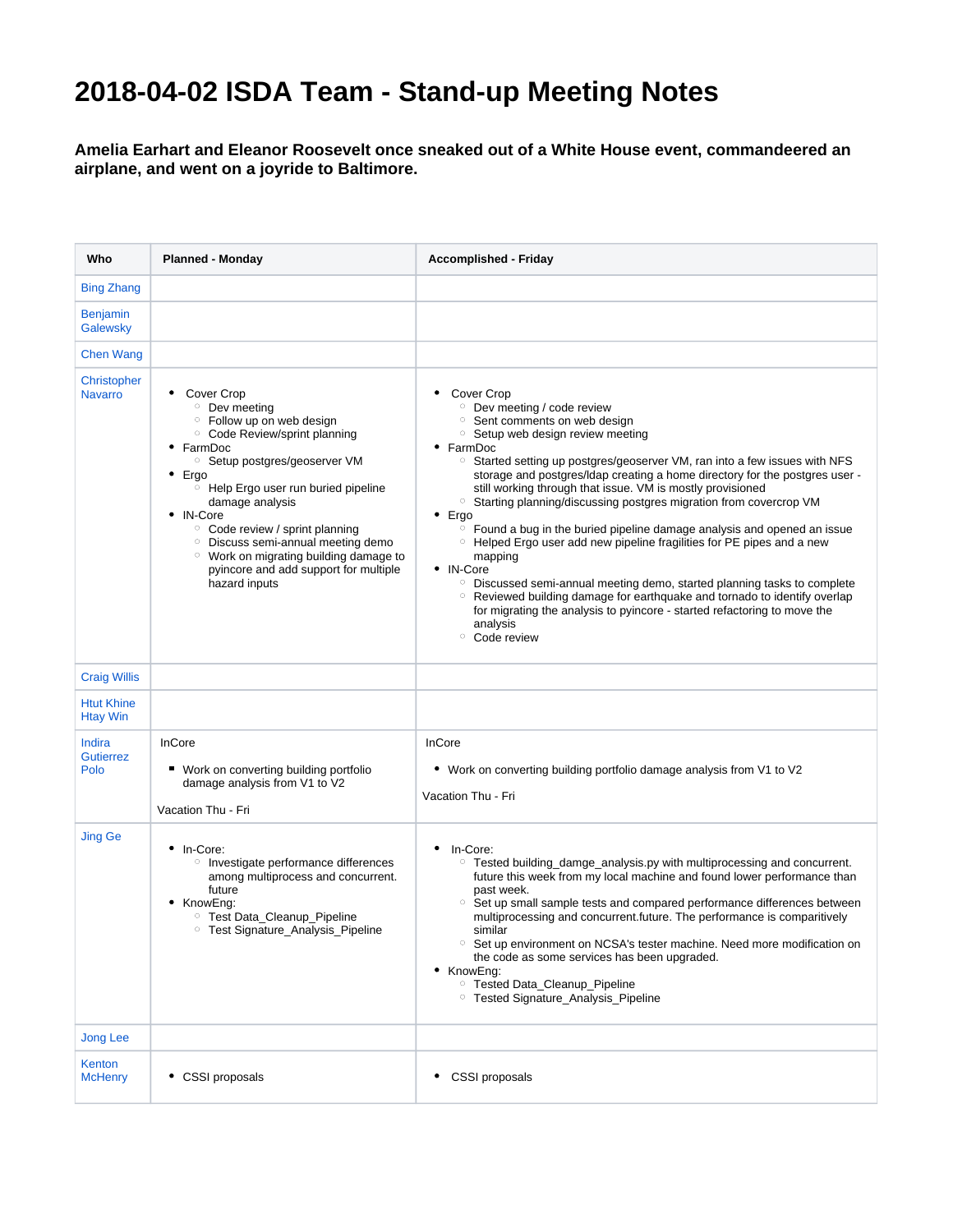# 2018-04-02 ISDA Team - Stand-up Meeting Notes

**Amelia Earhart and Eleanor Roosevelt once sneaked out of a White House event, commandeered an airplane, and went on a joyride to Baltimore.**

| Who | Planned - Monday | Accomplished - Friday |
|---|---|---|
| Bing Zhang | | |
| Benjamin Galewsky | | |
| Chen Wang | | |
| Christopher Navarro | <ul><li>Cover Crop<ul><li>Dev meeting</li><li>Follow up on web design</li><li>Code Review/sprint planning</li></ul></li><li>FarmDoc<ul><li>Setup postgres/geoserver VM</li></ul></li><li>Ergo<ul><li>Help Ergo user run buried pipeline damage analysis</li></ul></li><li>IN-Core<ul><li>Code review / sprint planning</li><li>Discuss semi-annual meeting demo</li><li>Work on migrating building damage to pyincore and add support for multiple hazard inputs</li></ul></li></ul> | <ul><li>Cover Crop<ul><li>Dev meeting / code review</li><li>Sent comments on web design</li><li>Setup web design review meeting</li></ul></li><li>FarmDoc<ul><li>Started setting up postgres/geoserver VM, ran into a few issues with NFS storage and postgres/ldap creating a home directory for the postgres user - still working through that issue. VM is mostly provisioned</li><li>Starting planning/discussing postgres migration from covercrop VM</li></ul></li><li>Ergo<ul><li>Found a bug in the buried pipeline damage analysis and opened an issue</li><li>Helped Ergo user add new pipeline fragilities for PE pipes and a new mapping</li></ul></li><li>IN-Core<ul><li>Discussed semi-annual meeting demo, started planning tasks to complete</li><li>Reviewed building damage for earthquake and tornado to identify overlap for migrating the analysis to pyincore - started refactoring to move the analysis</li><li>Code review</li></ul></li></ul> |
| Craig Willis | | |
| Htut Khine Htay Win | | |
| Indira Gutierrez Polo | InCore<ul><li>Work on converting building portfolio damage analysis from V1 to V2</li></ul>Vacation Thu - Fri | InCore<ul><li>Work on converting building portfolio damage analysis from V1 to V2</li></ul>Vacation Thu - Fri |
| Jing Ge | <ul><li>In-Core:<ul><li>Investigate performance differences among multiprocess and concurrent. future</li></ul></li><li>KnowEng:<ul><li>Test Data_Cleanup_Pipeline</li><li>Test Signature_Analysis_Pipeline</li></ul></li></ul> | <ul><li>In-Core:<ul><li>Tested building_damge_analysis.py with multiprocessing and concurrent. future this week from my local machine and found lower performance than past week.</li><li>Set up small sample tests and compared performance differences between multiprocessing and concurrent.future. The performance is comparitively similar</li><li>Set up environment on NCSA's tester machine. Need more modification on the code as some services has been upgraded.</li></ul></li><li>KnowEng:<ul><li>Tested Data_Cleanup_Pipeline</li><li>Tested Signature_Analysis_Pipeline</li></ul></li></ul> |
| Jong Lee | | |
| Kenton McHenry | <ul><li>CSSI proposals</li></ul> | <ul><li>CSSI proposals</li></ul> |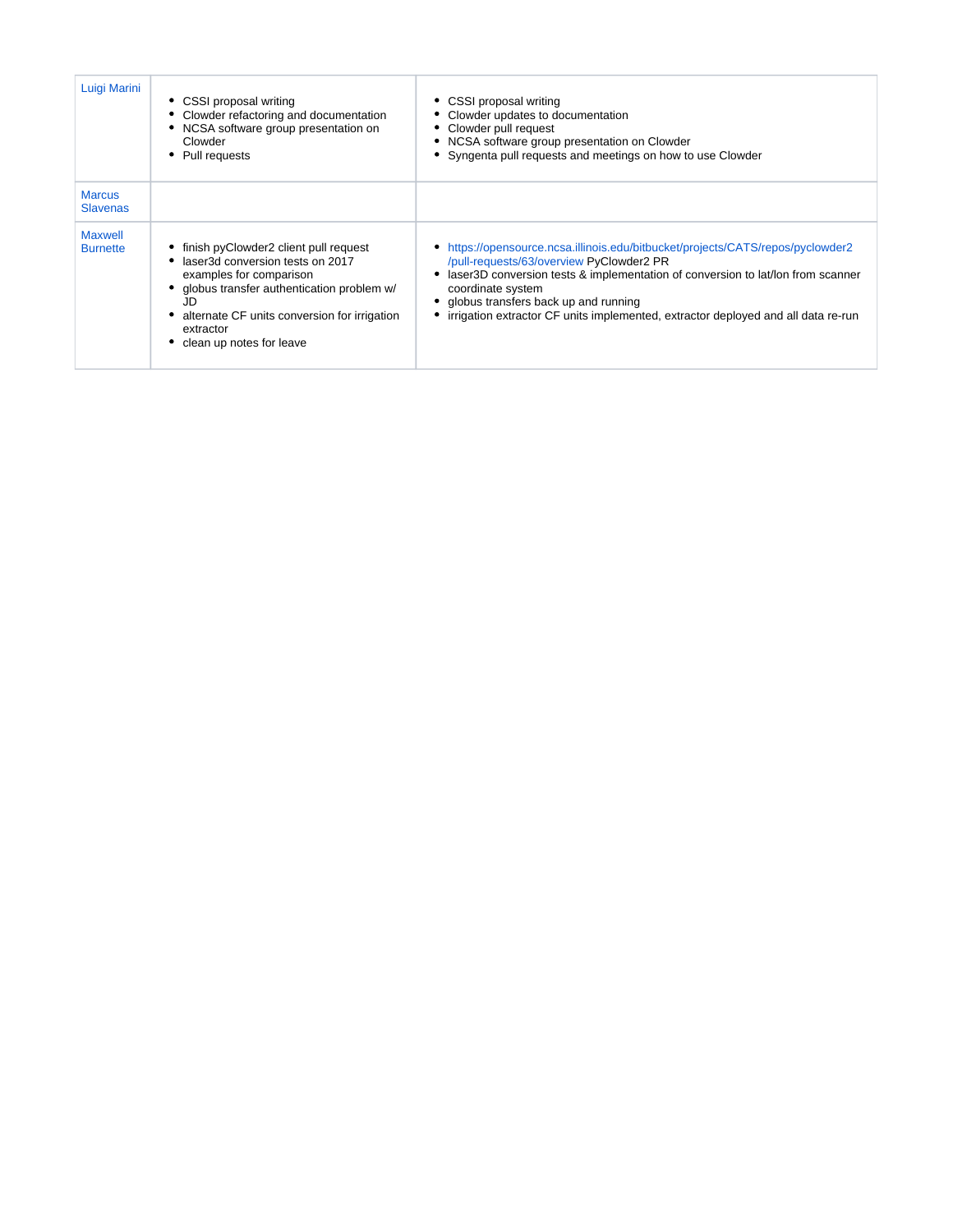| Luigi Marini | <ul><li>CSSI proposal writing</li><li>Clowder refactoring and documentation</li><li>NCSA software group presentation on Clowder</li><li>Pull requests</li></ul> | <ul><li>CSSI proposal writing</li><li>Clowder updates to documentation</li><li>Clowder pull request</li><li>NCSA software group presentation on Clowder</li><li>Syngenta pull requests and meetings on how to use Clowder</li></ul> |
|---|---|---|
| Marcus Slavenas | | |
| Maxwell Burnette | <ul><li>finish pyClowder2 client pull request</li><li>laser3d conversion tests on 2017 examples for comparison</li><li>globus transfer authentication problem w/ JD</li><li>alternate CF units conversion for irrigation extractor</li><li>clean up notes for leave</li></ul> | <ul><li>https://opensource.ncsa.illinois.edu/bitbucket/projects/CATS/repos/pyclowder2/pull-requests/63/overview PyClowder2 PR</li><li>laser3D conversion tests & implementation of conversion to lat/lon from scanner coordinate system</li><li>globus transfers back up and running</li><li>irrigation extractor CF units implemented, extractor deployed and all data re-run</li></ul> |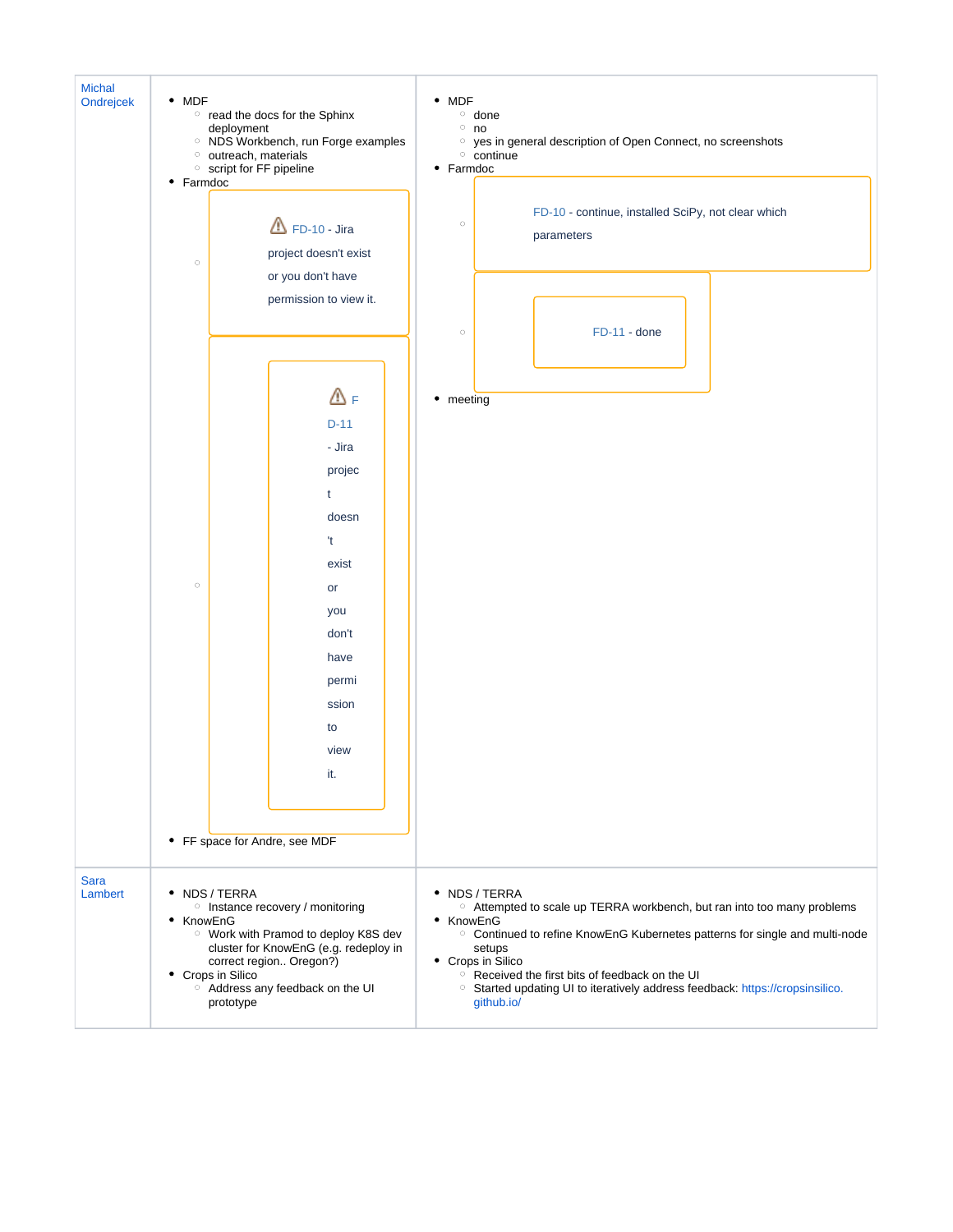| | | |
|---|---|---|
| Michal Ondrejcek | <ul><li>MDF<ul><li>read the docs for the Sphinx deployment</li><li>NDS Workbench, run Forge examples</li><li>outreach, materials</li><li>script for FF pipeline</li></ul></li><li>Farmdoc<ul><li>⚠ FD-10 - Jira project doesn't exist or you don't have permission to view it.</li><li>⚠ FD-11 - Jira project doesn't exist or you don't have permission to view it.</li></ul></li><li>FF space for Andre, see MDF</li></ul> | <ul><li>MDF<ul><li>done</li><li>no</li><li>yes in general description of Open Connect, no screenshots</li><li>continue</li></ul></li><li>Farmdoc<ul><li>FD-10 - continue, installed SciPy, not clear which parameters</li><li>FD-11 - done</li></ul></li><li>meeting</li></ul> |
| Sara Lambert | <ul><li>NDS / TERRA<ul><li>Instance recovery / monitoring</li></ul></li><li>KnowEnG<ul><li>Work with Pramod to deploy K8S dev cluster for KnowEnG (e.g. redeploy in correct region.. Oregon?)</li></ul></li><li>Crops in Silico<ul><li>Address any feedback on the UI prototype</li></ul></li></ul> | <ul><li>NDS / TERRA<ul><li>Attempted to scale up TERRA workbench, but ran into too many problems</li></ul></li><li>KnowEnG<ul><li>Continued to refine KnowEnG Kubernetes patterns for single and multi-node setups</li></ul></li><li>Crops in Silico<ul><li>Received the first bits of feedback on the UI</li><li>Started updating UI to iteratively address feedback: https://cropsinsilico.github.io/</li></ul></li></ul> |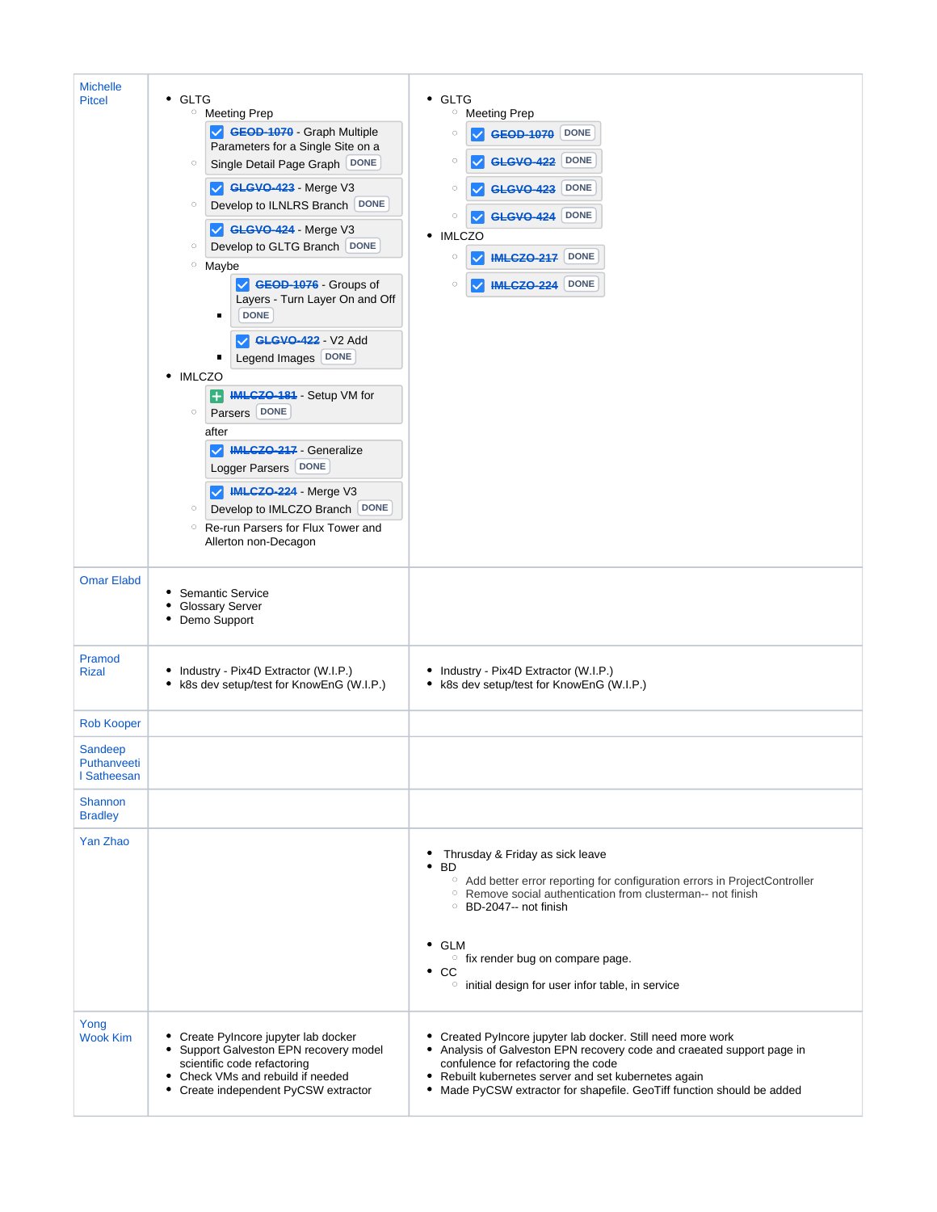| | | |
|---|---|---|
| Michelle Pitcel | • GLTG<br>  ◦ Meeting Prep<br>  ◦ ☑ ~~GEOD-1070~~ - Graph Multiple Parameters for a Single Site on a Single Detail Page Graph DONE<br>  ◦ ☑ ~~GLGVO-423~~ - Merge V3 Develop to ILNLRS Branch DONE<br>  ◦ ☑ ~~GLGVO-424~~ - Merge V3 Develop to GLTG Branch DONE<br>  ◦ Maybe<br>    ▪ ☑ ~~GEOD-1076~~ - Groups of Layers - Turn Layer On and Off DONE<br>    ▪ ☑ ~~GLGVO-422~~ - V2 Add Legend Images DONE<br>• IMLCZO<br>  ◦ ~~IMLCZO-181~~ - Setup VM for Parsers DONE<br>    after<br>    ☑ ~~IMLCZO-217~~ - Generalize Logger Parsers DONE<br>  ◦ ☑ ~~IMLCZO-224~~ - Merge V3 Develop to IMLCZO Branch DONE<br>  ◦ Re-run Parsers for Flux Tower and Allerton non-Decagon | • GLTG<br>  ◦ Meeting Prep<br>  ◦ ☑ ~~GEOD-1070~~ DONE<br>  ◦ ☑ ~~GLGVO-422~~ DONE<br>  ◦ ☑ ~~GLGVO-423~~ DONE<br>  ◦ ☑ ~~GLGVO-424~~ DONE<br>• IMLCZO<br>  ◦ ☑ ~~IMLCZO-217~~ DONE<br>  ◦ ☑ ~~IMLCZO-224~~ DONE |
| Omar Elabd | • Semantic Service<br>• Glossary Server<br>• Demo Support | |
| Pramod Rizal | • Industry - Pix4D Extractor (W.I.P.)<br>• k8s dev setup/test for KnowEnG (W.I.P.) | • Industry - Pix4D Extractor (W.I.P.)<br>• k8s dev setup/test for KnowEnG (W.I.P.) |
| Rob Kooper | | |
| Sandeep Puthanveetil Satheesan | | |
| Shannon Bradley | | |
| Yan Zhao | | • Thrusday & Friday as sick leave<br>• BD<br>  ◦ Add better error reporting for configuration errors in ProjectController<br>  ◦ Remove social authentication from clusterman-- not finish<br>  ◦ BD-2047-- not finish<br>• GLM<br>  ◦ fix render bug on compare page.<br>• CC<br>  ◦ initial design for user infor table, in service |
| Yong Wook Kim | • Create PyIncore jupyter lab docker<br>• Support Galveston EPN recovery model scientific code refactoring<br>• Check VMs and rebuild if needed<br>• Create independent PyCSW extractor | • Created PyIncore jupyter lab docker. Still need more work<br>• Analysis of Galveston EPN recovery code and craeated support page in confulence for refactoring the code<br>• Rebuilt kubernetes server and set kubernetes again<br>• Made PyCSW extractor for shapefile. GeoTiff function should be added |